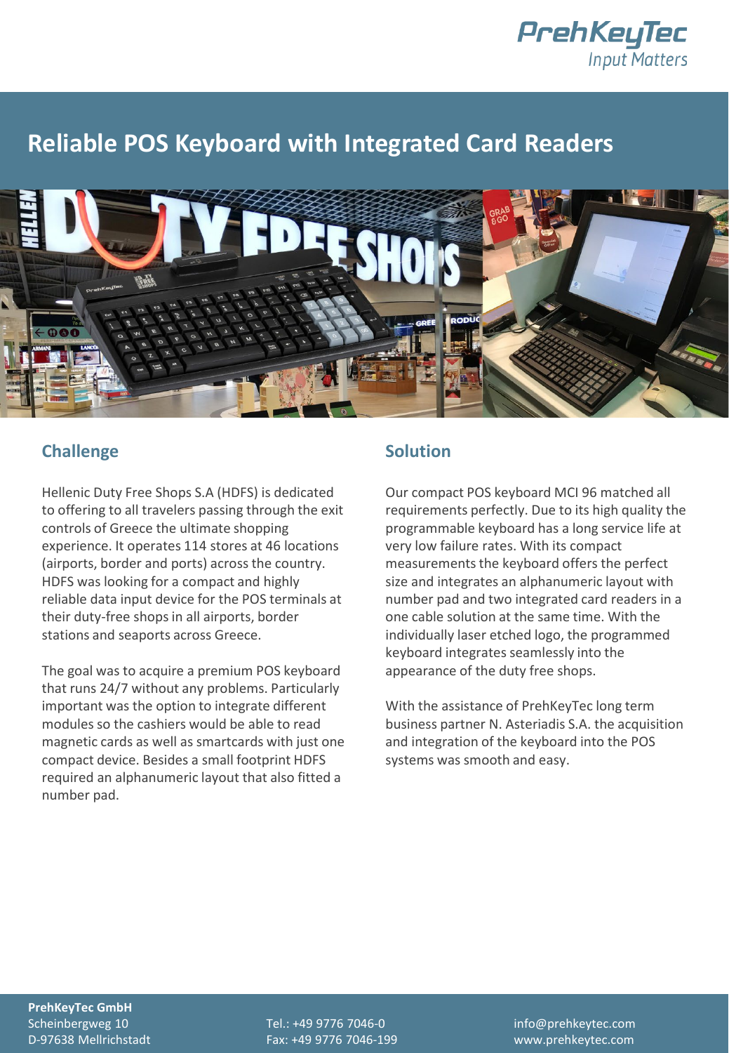# Reliable POS Keyboard with Integrated Card Readers

## Challenge

Hellenic Duty Free Shops S.A (HDFS) is dedicated to offering to all travelers passing through the exit controls of Greece the ultimate shopping experience. It operates 114 stores at 46 locations (airports, border and ports) across the country. HDFS was looking for a compact and highly reliable data input device for the POS terminals at their duty-free shops in all airports, border stations and seaports across Greece.

The goal was to acquire a premium POS keyboard that runs 24/7 without any problems. Particularly important was the option to integrate different modules so the cashiers would be able to read magnetic cards as well as smartcards with just one compact device. Besides a small footprint HDFS required an alphanumeric layout that also fitted a number pad.

## Solution

Our compact POS keyboard MCI 96 matched all requirements perfectly. Due to its high quality the programmable keyboard has a long service life at very low failure rates. With its compact measurements the keyboard offers the perfect size and integrates an alphanumeric layout with number pad and two integrated card readers in a one cable solution at the same time. With the individually laser etched logo, the programmed keyboard integrates seamlessly into the appearance of the duty free shops.

With the assistance of PrehKeyTec long term business partner N. Asteriadis S.A. the acquisition and integration of the keyboard into the POS systems was smooth and easy.

**PrehKeyTec GmbH**
Scheinbergweg 10
D-97638 Mellrichstadt

Tel.: +49 9776 7046-0
Fax: +49 9776 7046-199

info@prehkeytec.com
www.prehkeytec.com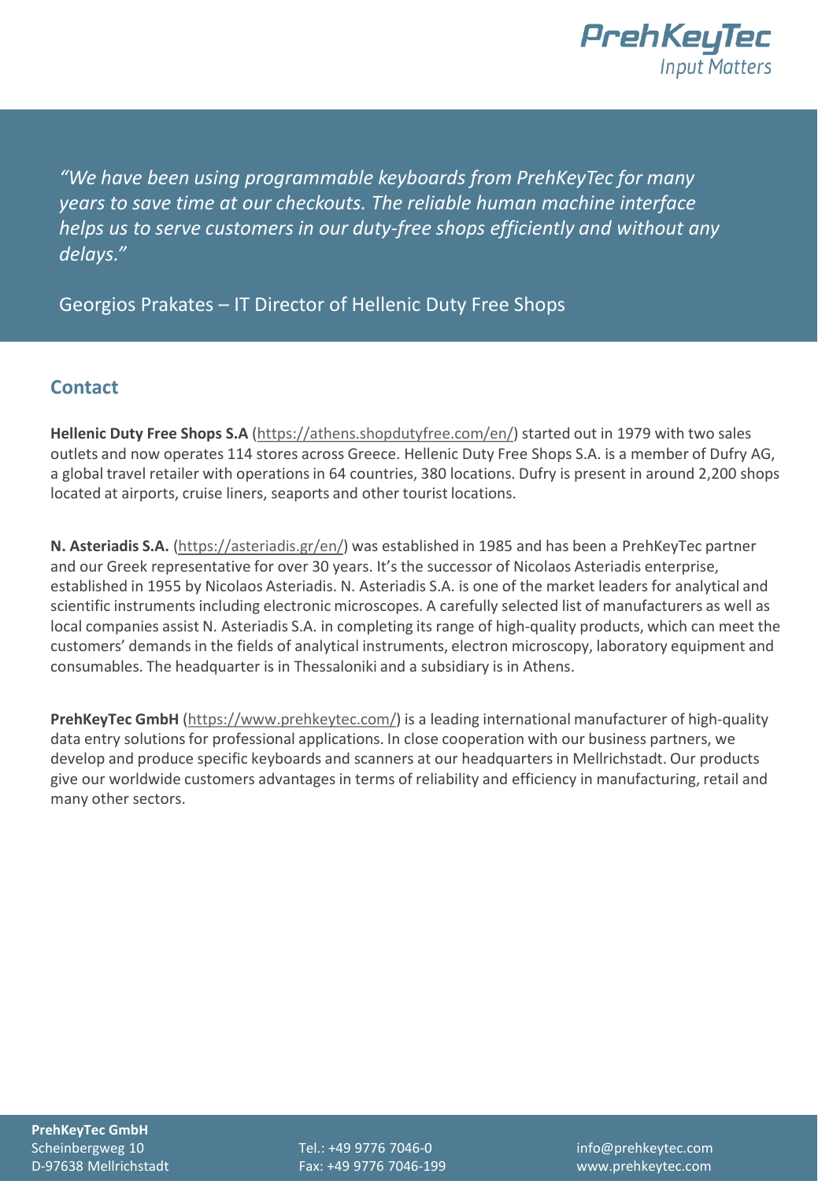*"We have been using programmable keyboards from PrehKeyTec for many years to save time at our checkouts. The reliable human machine interface helps us to serve customers in our duty-free shops efficiently and without any delays."*

Georgios Prakates – IT Director of Hellenic Duty Free Shops

## Contact

**Hellenic Duty Free Shops S.A** (https://athens.shopdutyfree.com/en/) started out in 1979 with two sales outlets and now operates 114 stores across Greece. Hellenic Duty Free Shops S.A. is a member of Dufry AG, a global travel retailer with operations in 64 countries, 380 locations. Dufry is present in around 2,200 shops located at airports, cruise liners, seaports and other tourist locations.

**N. Asteriadis S.A.** (https://asteriadis.gr/en/) was established in 1985 and has been a PrehKeyTec partner and our Greek representative for over 30 years. It's the successor of Nicolaos Asteriadis enterprise, established in 1955 by Nicolaos Asteriadis. N. Asteriadis S.A. is one of the market leaders for analytical and scientific instruments including electronic microscopes. A carefully selected list of manufacturers as well as local companies assist N. Asteriadis S.A. in completing its range of high-quality products, which can meet the customers' demands in the fields of analytical instruments, electron microscopy, laboratory equipment and consumables. The headquarter is in Thessaloniki and a subsidiary is in Athens.

**PrehKeyTec GmbH** (https://www.prehkeytec.com/) is a leading international manufacturer of high-quality data entry solutions for professional applications. In close cooperation with our business partners, we develop and produce specific keyboards and scanners at our headquarters in Mellrichstadt. Our products give our worldwide customers advantages in terms of reliability and efficiency in manufacturing, retail and many other sectors.